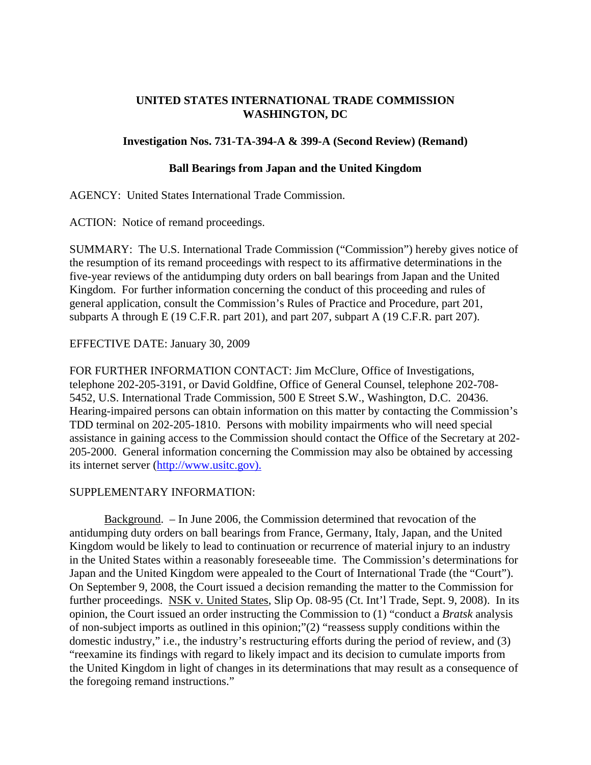**UNITED STATES INTERNATIONAL TRADE COMMISSION**
**WASHINGTON, DC**

**Investigation Nos. 731-TA-394-A & 399-A (Second Review) (Remand)**

**Ball Bearings from Japan and the United Kingdom**

AGENCY: United States International Trade Commission.

ACTION: Notice of remand proceedings.

SUMMARY: The U.S. International Trade Commission ("Commission") hereby gives notice of the resumption of its remand proceedings with respect to its affirmative determinations in the five-year reviews of the antidumping duty orders on ball bearings from Japan and the United Kingdom. For further information concerning the conduct of this proceeding and rules of general application, consult the Commission's Rules of Practice and Procedure, part 201, subparts A through E (19 C.F.R. part 201), and part 207, subpart A (19 C.F.R. part 207).

EFFECTIVE DATE: January 30, 2009

FOR FURTHER INFORMATION CONTACT: Jim McClure, Office of Investigations, telephone 202-205-3191, or David Goldfine, Office of General Counsel, telephone 202-708-5452, U.S. International Trade Commission, 500 E Street S.W., Washington, D.C. 20436. Hearing-impaired persons can obtain information on this matter by contacting the Commission's TDD terminal on 202-205-1810. Persons with mobility impairments who will need special assistance in gaining access to the Commission should contact the Office of the Secretary at 202-205-2000. General information concerning the Commission may also be obtained by accessing its internet server (http://www.usitc.gov).

SUPPLEMENTARY INFORMATION:

Background. – In June 2006, the Commission determined that revocation of the antidumping duty orders on ball bearings from France, Germany, Italy, Japan, and the United Kingdom would be likely to lead to continuation or recurrence of material injury to an industry in the United States within a reasonably foreseeable time. The Commission's determinations for Japan and the United Kingdom were appealed to the Court of International Trade (the "Court"). On September 9, 2008, the Court issued a decision remanding the matter to the Commission for further proceedings. NSK v. United States, Slip Op. 08-95 (Ct. Int'l Trade, Sept. 9, 2008). In its opinion, the Court issued an order instructing the Commission to (1) "conduct a *Bratsk* analysis of non-subject imports as outlined in this opinion;"(2) "reassess supply conditions within the domestic industry," i.e., the industry's restructuring efforts during the period of review, and (3) "reexamine its findings with regard to likely impact and its decision to cumulate imports from the United Kingdom in light of changes in its determinations that may result as a consequence of the foregoing remand instructions."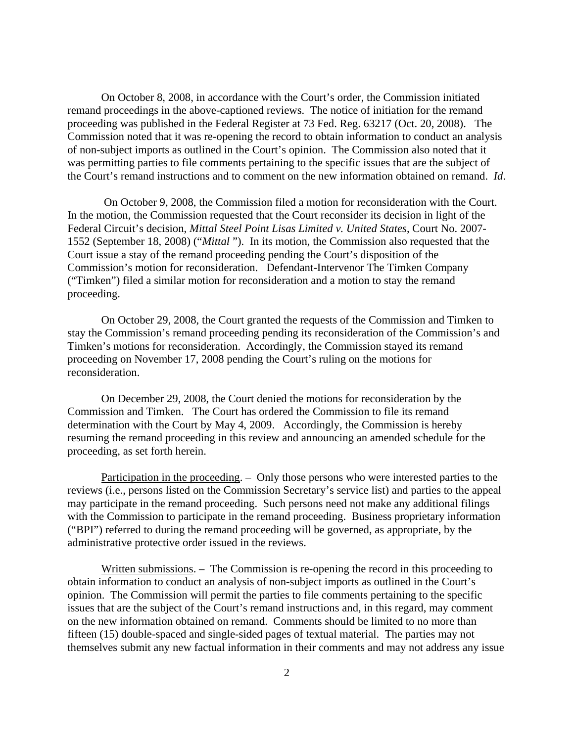On October 8, 2008, in accordance with the Court's order, the Commission initiated remand proceedings in the above-captioned reviews. The notice of initiation for the remand proceeding was published in the Federal Register at 73 Fed. Reg. 63217 (Oct. 20, 2008). The Commission noted that it was re-opening the record to obtain information to conduct an analysis of non-subject imports as outlined in the Court's opinion. The Commission also noted that it was permitting parties to file comments pertaining to the specific issues that are the subject of the Court's remand instructions and to comment on the new information obtained on remand. *Id*.

On October 9, 2008, the Commission filed a motion for reconsideration with the Court. In the motion, the Commission requested that the Court reconsider its decision in light of the Federal Circuit's decision, *Mittal Steel Point Lisas Limited v. United States*, Court No. 2007-1552 (September 18, 2008) ("*Mittal*"). In its motion, the Commission also requested that the Court issue a stay of the remand proceeding pending the Court's disposition of the Commission's motion for reconsideration. Defendant-Intervenor The Timken Company ("Timken") filed a similar motion for reconsideration and a motion to stay the remand proceeding.

On October 29, 2008, the Court granted the requests of the Commission and Timken to stay the Commission's remand proceeding pending its reconsideration of the Commission's and Timken's motions for reconsideration. Accordingly, the Commission stayed its remand proceeding on November 17, 2008 pending the Court's ruling on the motions for reconsideration.

On December 29, 2008, the Court denied the motions for reconsideration by the Commission and Timken. The Court has ordered the Commission to file its remand determination with the Court by May 4, 2009. Accordingly, the Commission is hereby resuming the remand proceeding in this review and announcing an amended schedule for the proceeding, as set forth herein.

Participation in the proceeding. – Only those persons who were interested parties to the reviews (i.e., persons listed on the Commission Secretary's service list) and parties to the appeal may participate in the remand proceeding. Such persons need not make any additional filings with the Commission to participate in the remand proceeding. Business proprietary information ("BPI") referred to during the remand proceeding will be governed, as appropriate, by the administrative protective order issued in the reviews.

Written submissions. – The Commission is re-opening the record in this proceeding to obtain information to conduct an analysis of non-subject imports as outlined in the Court's opinion. The Commission will permit the parties to file comments pertaining to the specific issues that are the subject of the Court's remand instructions and, in this regard, may comment on the new information obtained on remand. Comments should be limited to no more than fifteen (15) double-spaced and single-sided pages of textual material. The parties may not themselves submit any new factual information in their comments and may not address any issue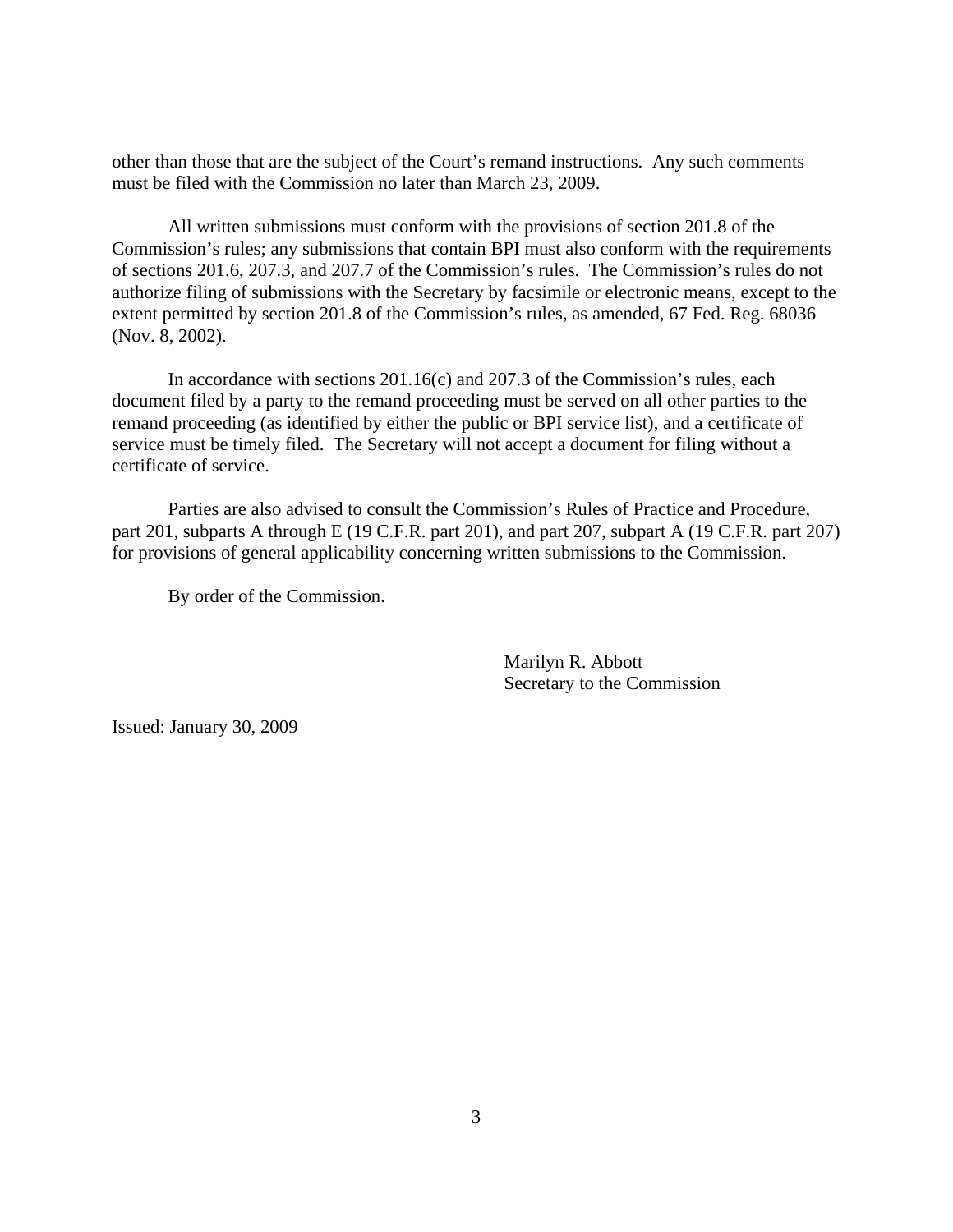other than those that are the subject of the Court's remand instructions. Any such comments must be filed with the Commission no later than March 23, 2009.

All written submissions must conform with the provisions of section 201.8 of the Commission's rules; any submissions that contain BPI must also conform with the requirements of sections 201.6, 207.3, and 207.7 of the Commission's rules. The Commission's rules do not authorize filing of submissions with the Secretary by facsimile or electronic means, except to the extent permitted by section 201.8 of the Commission's rules, as amended, 67 Fed. Reg. 68036 (Nov. 8, 2002).

In accordance with sections 201.16(c) and 207.3 of the Commission's rules, each document filed by a party to the remand proceeding must be served on all other parties to the remand proceeding (as identified by either the public or BPI service list), and a certificate of service must be timely filed. The Secretary will not accept a document for filing without a certificate of service.

Parties are also advised to consult the Commission's Rules of Practice and Procedure, part 201, subparts A through E (19 C.F.R. part 201), and part 207, subpart A (19 C.F.R. part 207) for provisions of general applicability concerning written submissions to the Commission.

By order of the Commission.

Marilyn R. Abbott
Secretary to the Commission

Issued: January 30, 2009